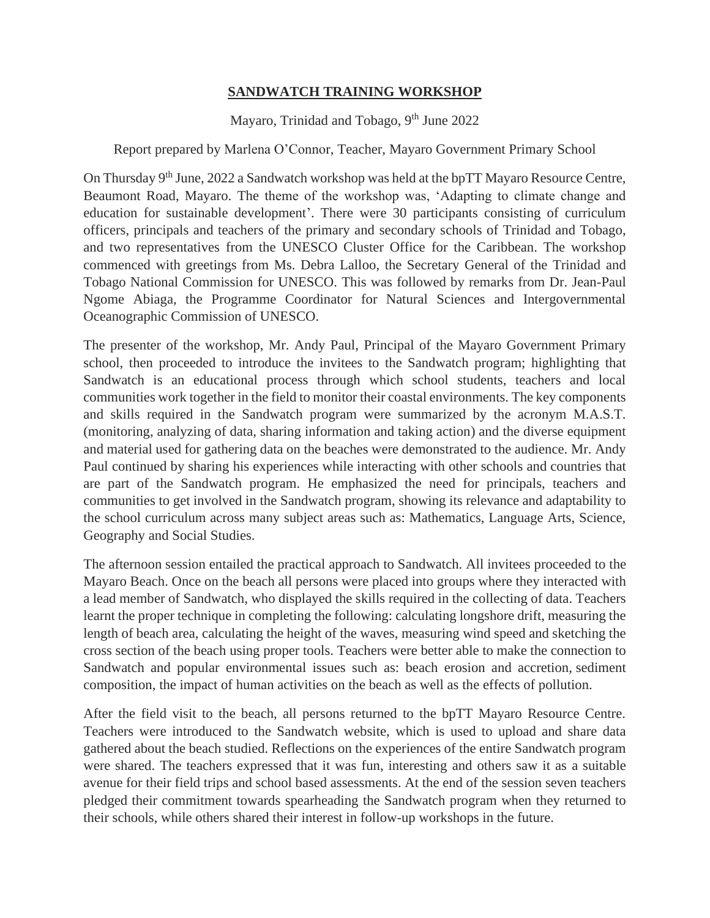# SANDWATCH TRAINING WORKSHOP

Mayaro, Trinidad and Tobago, 9th June 2022

Report prepared by Marlena O'Connor, Teacher, Mayaro Government Primary School

On Thursday 9th June, 2022 a Sandwatch workshop was held at the bpTT Mayaro Resource Centre, Beaumont Road, Mayaro. The theme of the workshop was, 'Adapting to climate change and education for sustainable development'. There were 30 participants consisting of curriculum officers, principals and teachers of the primary and secondary schools of Trinidad and Tobago, and two representatives from the UNESCO Cluster Office for the Caribbean. The workshop commenced with greetings from Ms. Debra Lalloo, the Secretary General of the Trinidad and Tobago National Commission for UNESCO. This was followed by remarks from Dr. Jean-Paul Ngome Abiaga, the Programme Coordinator for Natural Sciences and Intergovernmental Oceanographic Commission of UNESCO.

The presenter of the workshop, Mr. Andy Paul, Principal of the Mayaro Government Primary school, then proceeded to introduce the invitees to the Sandwatch program; highlighting that Sandwatch is an educational process through which school students, teachers and local communities work together in the field to monitor their coastal environments. The key components and skills required in the Sandwatch program were summarized by the acronym M.A.S.T. (monitoring, analyzing of data, sharing information and taking action) and the diverse equipment and material used for gathering data on the beaches were demonstrated to the audience. Mr. Andy Paul continued by sharing his experiences while interacting with other schools and countries that are part of the Sandwatch program. He emphasized the need for principals, teachers and communities to get involved in the Sandwatch program, showing its relevance and adaptability to the school curriculum across many subject areas such as: Mathematics, Language Arts, Science, Geography and Social Studies.

The afternoon session entailed the practical approach to Sandwatch. All invitees proceeded to the Mayaro Beach. Once on the beach all persons were placed into groups where they interacted with a lead member of Sandwatch, who displayed the skills required in the collecting of data. Teachers learnt the proper technique in completing the following: calculating longshore drift, measuring the length of beach area, calculating the height of the waves, measuring wind speed and sketching the cross section of the beach using proper tools. Teachers were better able to make the connection to Sandwatch and popular environmental issues such as: beach erosion and accretion, sediment composition, the impact of human activities on the beach as well as the effects of pollution.

After the field visit to the beach, all persons returned to the bpTT Mayaro Resource Centre. Teachers were introduced to the Sandwatch website, which is used to upload and share data gathered about the beach studied. Reflections on the experiences of the entire Sandwatch program were shared. The teachers expressed that it was fun, interesting and others saw it as a suitable avenue for their field trips and school based assessments. At the end of the session seven teachers pledged their commitment towards spearheading the Sandwatch program when they returned to their schools, while others shared their interest in follow-up workshops in the future.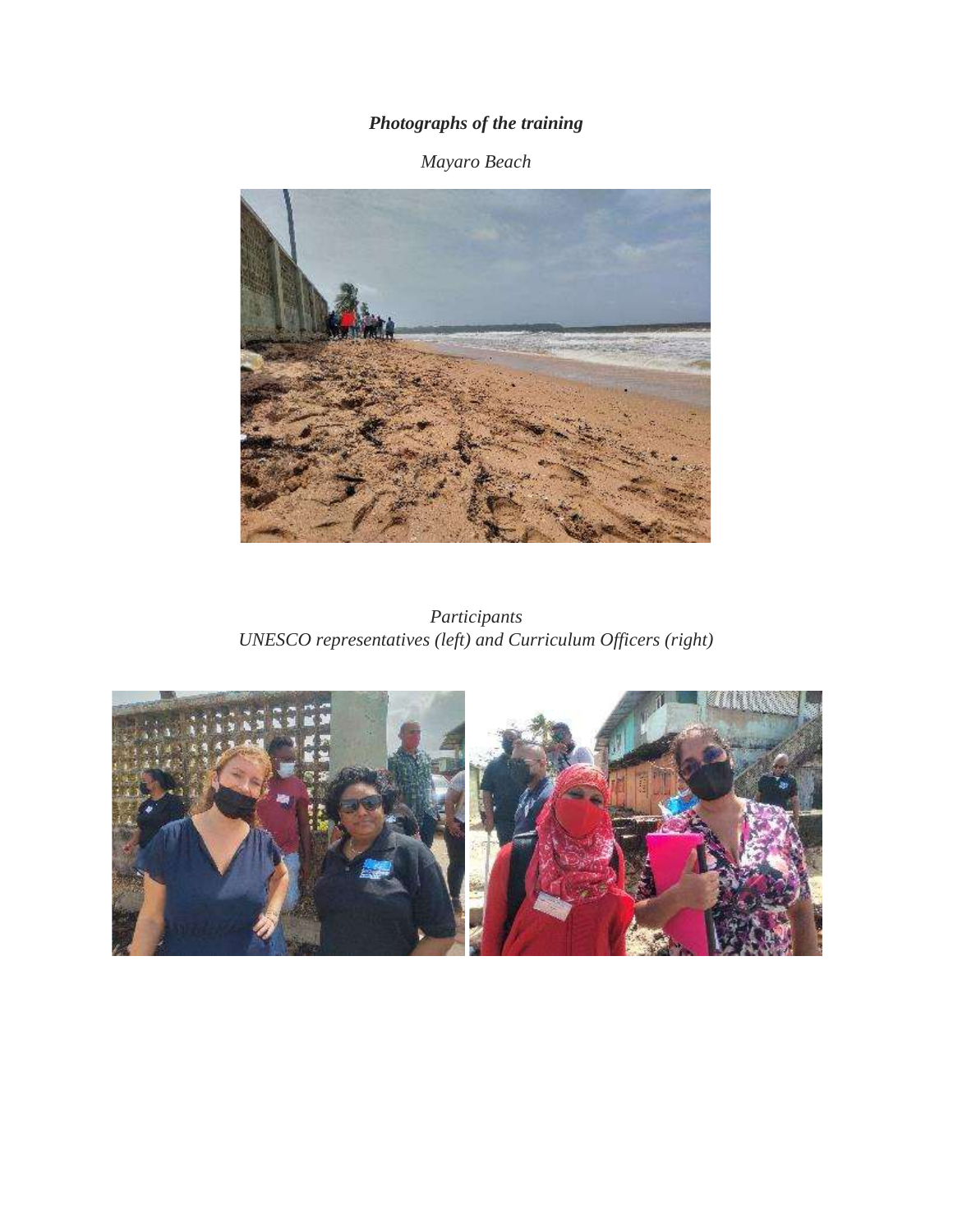***Photographs of the training***

*Mayaro Beach*

*Participants*
*UNESCO representatives (left) and Curriculum Officers (right)*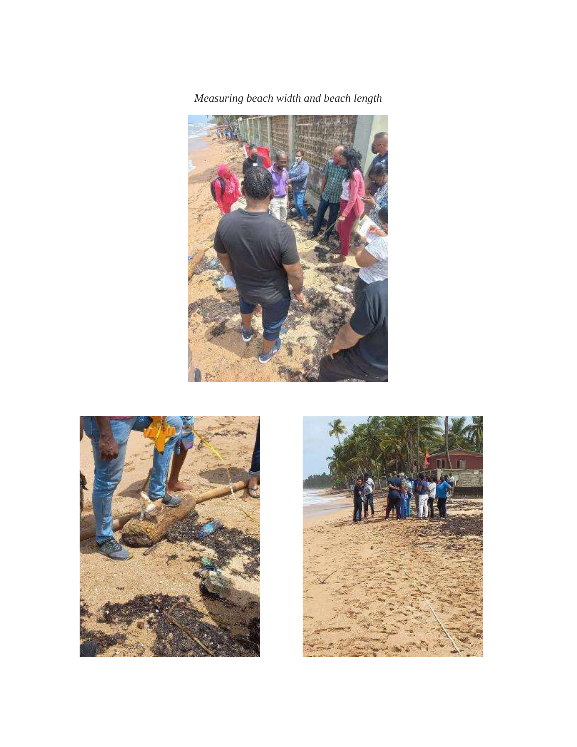*Measuring beach width and beach length*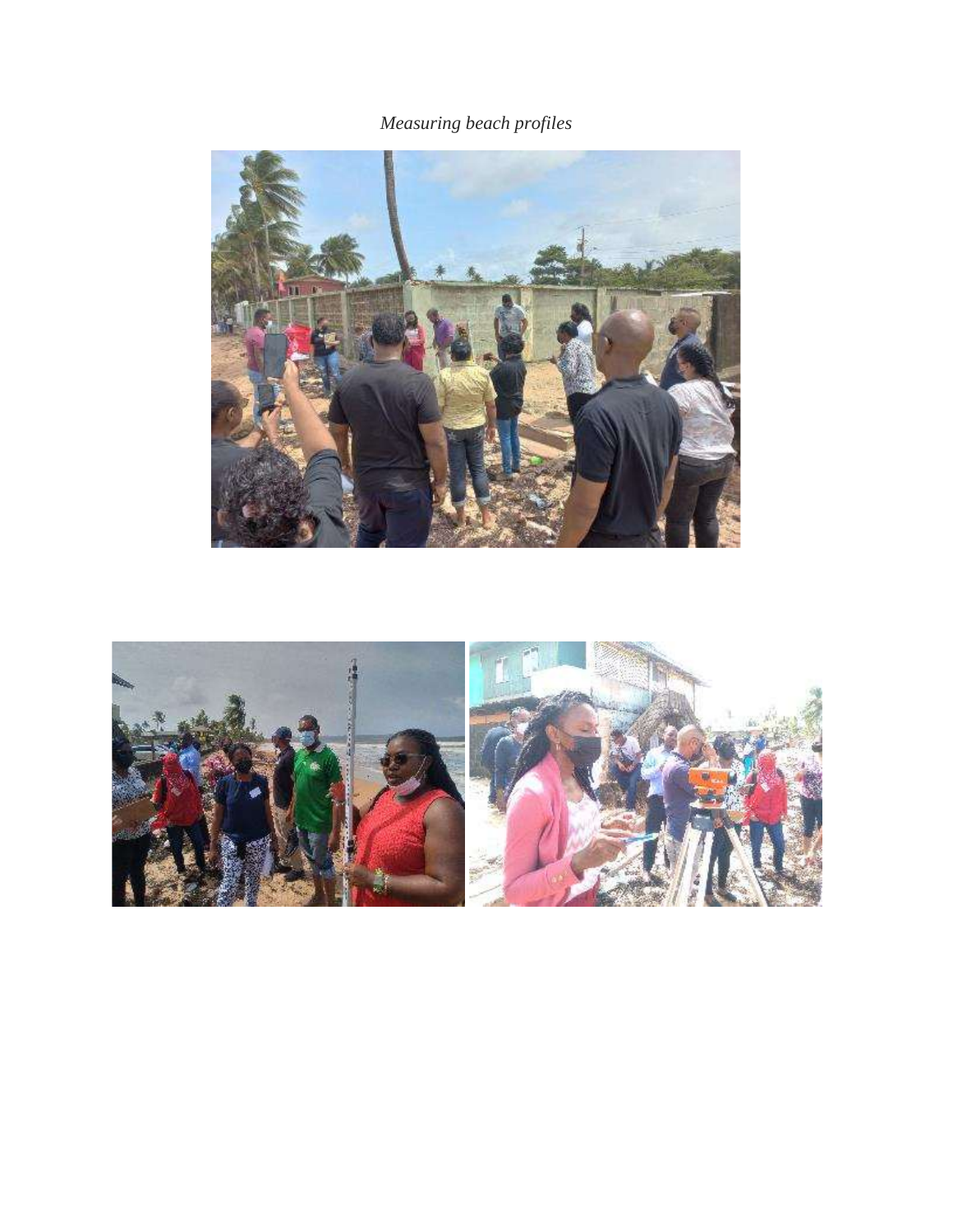*Measuring beach profiles*